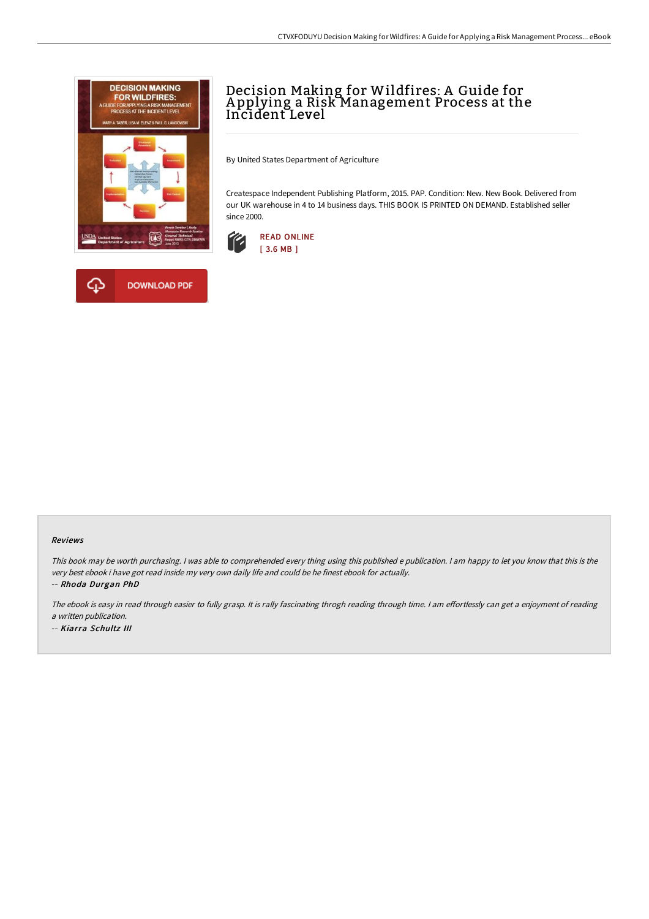# Decision Making for Wildfires: A Guide for Applying a Risk Management Process at the Incident Level

By United States Department of Agriculture

Createspace Independent Publishing Platform, 2015. PAP. Condition: New. New Book. Delivered from our UK warehouse in 4 to 14 business days. THIS BOOK IS PRINTED ON DEMAND. Established seller since 2000.

READ ONLINE
[ 3.6 MB ]

DOWNLOAD PDF

## Reviews

*This book may be worth purchasing. I was able to comprehended every thing using this published e publication. I am happy to let you know that this is the very best ebook i have got read inside my very own daily life and could be he finest ebook for actually.*

*-- Rhoda Durgan PhD*

*The ebook is easy in read through easier to fully grasp. It is rally fascinating throgh reading through time. I am effortlessly can get a enjoyment of reading a written publication.*

*-- Kiarra Schultz III*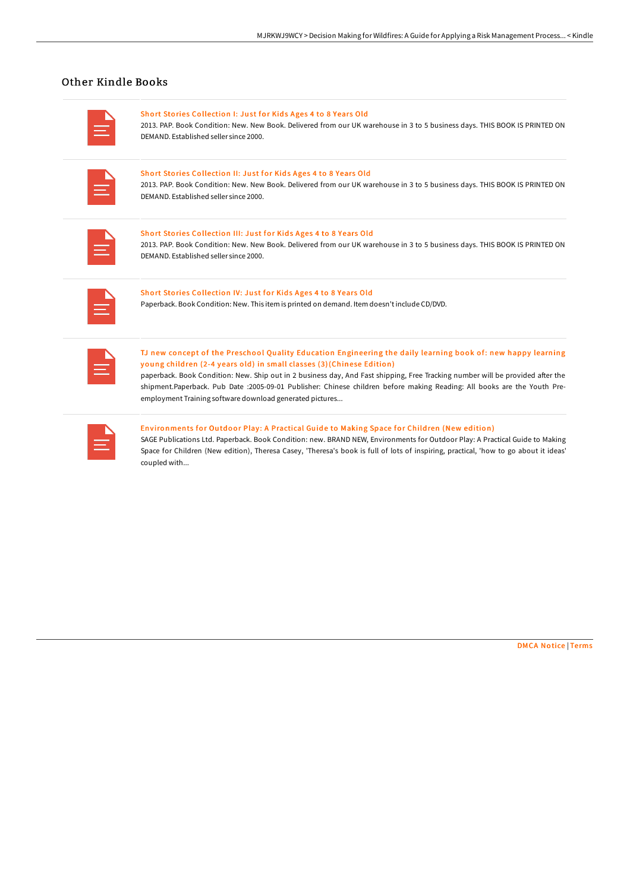## Other Kindle Books

### Short Stories Collection I: Just for Kids Ages 4 to 8 Years Old

2013. PAP. Book Condition: New. New Book. Delivered from our UK warehouse in 3 to 5 business days. THIS BOOK IS PRINTED ON DEMAND. Established seller since 2000.

### Short Stories Collection II: Just for Kids Ages 4 to 8 Years Old

2013. PAP. Book Condition: New. New Book. Delivered from our UK warehouse in 3 to 5 business days. THIS BOOK IS PRINTED ON DEMAND. Established seller since 2000.

### Short Stories Collection III: Just for Kids Ages 4 to 8 Years Old

2013. PAP. Book Condition: New. New Book. Delivered from our UK warehouse in 3 to 5 business days. THIS BOOK IS PRINTED ON DEMAND. Established seller since 2000.

### Short Stories Collection IV: Just for Kids Ages 4 to 8 Years Old

Paperback. Book Condition: New. This item is printed on demand. Item doesn't include CD/DVD.

### TJ new concept of the Preschool Quality Education Engineering the daily learning book of: new happy learning young children (2-4 years old) in small classes (3)(Chinese Edition)

paperback. Book Condition: New. Ship out in 2 business day, And Fast shipping, Free Tracking number will be provided after the shipment.Paperback. Pub Date :2005-09-01 Publisher: Chinese children before making Reading: All books are the Youth Pre-employment Training software download generated pictures...

### Environments for Outdoor Play: A Practical Guide to Making Space for Children (New edition)

SAGE Publications Ltd. Paperback. Book Condition: new. BRAND NEW, Environments for Outdoor Play: A Practical Guide to Making Space for Children (New edition), Theresa Casey, 'Theresa's book is full of lots of inspiring, practical, 'how to go about it ideas' coupled with...

DMCA Notice | Terms